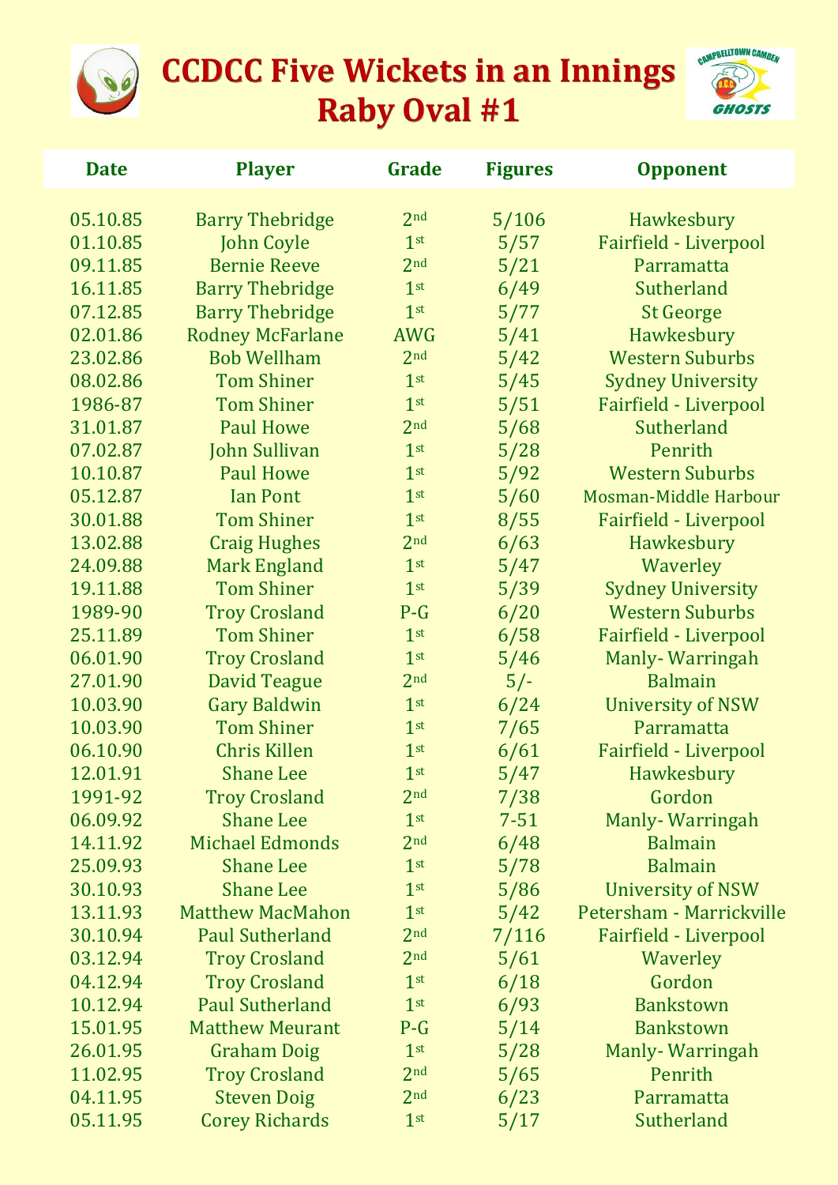# CCDCC Five Wickets in an Innings Raby Oval #1

| Date | Player | Grade | Figures | Opponent |
|---|---|---|---|---|
| 05.10.85 | Barry Thebridge | 2nd | 5/106 | Hawkesbury |
| 01.10.85 | John Coyle | 1st | 5/57 | Fairfield - Liverpool |
| 09.11.85 | Bernie Reeve | 2nd | 5/21 | Parramatta |
| 16.11.85 | Barry Thebridge | 1st | 6/49 | Sutherland |
| 07.12.85 | Barry Thebridge | 1st | 5/77 | St George |
| 02.01.86 | Rodney McFarlane | AWG | 5/41 | Hawkesbury |
| 23.02.86 | Bob Wellham | 2nd | 5/42 | Western Suburbs |
| 08.02.86 | Tom Shiner | 1st | 5/45 | Sydney University |
| 1986-87 | Tom Shiner | 1st | 5/51 | Fairfield - Liverpool |
| 31.01.87 | Paul Howe | 2nd | 5/68 | Sutherland |
| 07.02.87 | John Sullivan | 1st | 5/28 | Penrith |
| 10.10.87 | Paul Howe | 1st | 5/92 | Western Suburbs |
| 05.12.87 | Ian Pont | 1st | 5/60 | Mosman-Middle Harbour |
| 30.01.88 | Tom Shiner | 1st | 8/55 | Fairfield - Liverpool |
| 13.02.88 | Craig Hughes | 2nd | 6/63 | Hawkesbury |
| 24.09.88 | Mark England | 1st | 5/47 | Waverley |
| 19.11.88 | Tom Shiner | 1st | 5/39 | Sydney University |
| 1989-90 | Troy Crosland | P-G | 6/20 | Western Suburbs |
| 25.11.89 | Tom Shiner | 1st | 6/58 | Fairfield - Liverpool |
| 06.01.90 | Troy Crosland | 1st | 5/46 | Manly- Warringah |
| 27.01.90 | David Teague | 2nd | 5/- | Balmain |
| 10.03.90 | Gary Baldwin | 1st | 6/24 | University of NSW |
| 10.03.90 | Tom Shiner | 1st | 7/65 | Parramatta |
| 06.10.90 | Chris Killen | 1st | 6/61 | Fairfield - Liverpool |
| 12.01.91 | Shane Lee | 1st | 5/47 | Hawkesbury |
| 1991-92 | Troy Crosland | 2nd | 7/38 | Gordon |
| 06.09.92 | Shane Lee | 1st | 7-51 | Manly- Warringah |
| 14.11.92 | Michael Edmonds | 2nd | 6/48 | Balmain |
| 25.09.93 | Shane Lee | 1st | 5/78 | Balmain |
| 30.10.93 | Shane Lee | 1st | 5/86 | University of NSW |
| 13.11.93 | Matthew MacMahon | 1st | 5/42 | Petersham - Marrickville |
| 30.10.94 | Paul Sutherland | 2nd | 7/116 | Fairfield - Liverpool |
| 03.12.94 | Troy Crosland | 2nd | 5/61 | Waverley |
| 04.12.94 | Troy Crosland | 1st | 6/18 | Gordon |
| 10.12.94 | Paul Sutherland | 1st | 6/93 | Bankstown |
| 15.01.95 | Matthew Meurant | P-G | 5/14 | Bankstown |
| 26.01.95 | Graham Doig | 1st | 5/28 | Manly- Warringah |
| 11.02.95 | Troy Crosland | 2nd | 5/65 | Penrith |
| 04.11.95 | Steven Doig | 2nd | 6/23 | Parramatta |
| 05.11.95 | Corey Richards | 1st | 5/17 | Sutherland |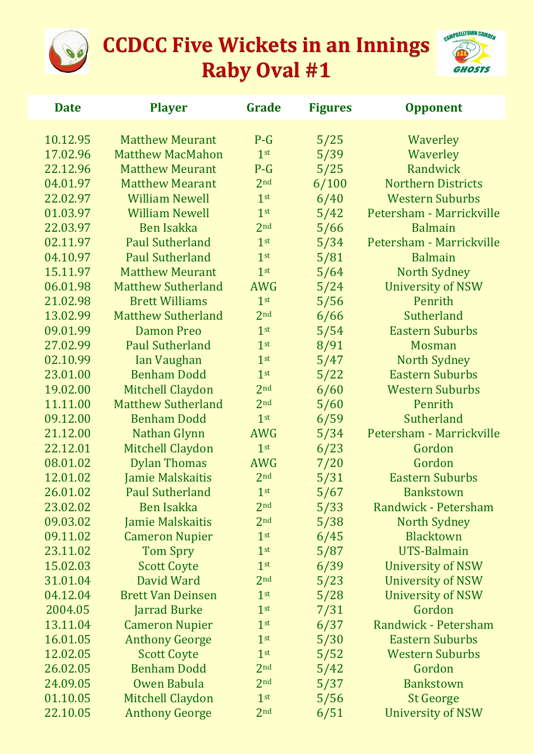# CCDCC Five Wickets in an Innings Raby Oval #1

| Date | Player | Grade | Figures | Opponent |
|---|---|---|---|---|
| 10.12.95 | Matthew Meurant | P-G | 5/25 | Waverley |
| 17.02.96 | Matthew MacMahon | 1st | 5/39 | Waverley |
| 22.12.96 | Matthew Meurant | P-G | 5/25 | Randwick |
| 04.01.97 | Matthew Mearant | 2nd | 6/100 | Northern Districts |
| 22.02.97 | William Newell | 1st | 6/40 | Western Suburbs |
| 01.03.97 | William Newell | 1st | 5/42 | Petersham - Marrickville |
| 22.03.97 | Ben Isakka | 2nd | 5/66 | Balmain |
| 02.11.97 | Paul Sutherland | 1st | 5/34 | Petersham - Marrickville |
| 04.10.97 | Paul Sutherland | 1st | 5/81 | Balmain |
| 15.11.97 | Matthew Meurant | 1st | 5/64 | North Sydney |
| 06.01.98 | Matthew Sutherland | AWG | 5/24 | University of NSW |
| 21.02.98 | Brett Williams | 1st | 5/56 | Penrith |
| 13.02.99 | Matthew Sutherland | 2nd | 6/66 | Sutherland |
| 09.01.99 | Damon Preo | 1st | 5/54 | Eastern Suburbs |
| 27.02.99 | Paul Sutherland | 1st | 8/91 | Mosman |
| 02.10.99 | Ian Vaughan | 1st | 5/47 | North Sydney |
| 23.01.00 | Benham Dodd | 1st | 5/22 | Eastern Suburbs |
| 19.02.00 | Mitchell Claydon | 2nd | 6/60 | Western Suburbs |
| 11.11.00 | Matthew Sutherland | 2nd | 5/60 | Penrith |
| 09.12.00 | Benham Dodd | 1st | 6/59 | Sutherland |
| 21.12.00 | Nathan Glynn | AWG | 5/34 | Petersham - Marrickville |
| 22.12.01 | Mitchell Claydon | 1st | 6/23 | Gordon |
| 08.01.02 | Dylan Thomas | AWG | 7/20 | Gordon |
| 12.01.02 | Jamie Malskaitis | 2nd | 5/31 | Eastern Suburbs |
| 26.01.02 | Paul Sutherland | 1st | 5/67 | Bankstown |
| 23.02.02 | Ben Isakka | 2nd | 5/33 | Randwick - Petersham |
| 09.03.02 | Jamie Malskaitis | 2nd | 5/38 | North Sydney |
| 09.11.02 | Cameron Nupier | 1st | 6/45 | Blacktown |
| 23.11.02 | Tom Spry | 1st | 5/87 | UTS-Balmain |
| 15.02.03 | Scott Coyte | 1st | 6/39 | University of NSW |
| 31.01.04 | David Ward | 2nd | 5/23 | University of NSW |
| 04.12.04 | Brett Van Deinsen | 1st | 5/28 | University of NSW |
| 2004.05 | Jarrad Burke | 1st | 7/31 | Gordon |
| 13.11.04 | Cameron Nupier | 1st | 6/37 | Randwick - Petersham |
| 16.01.05 | Anthony George | 1st | 5/30 | Eastern Suburbs |
| 12.02.05 | Scott Coyte | 1st | 5/52 | Western Suburbs |
| 26.02.05 | Benham Dodd | 2nd | 5/42 | Gordon |
| 24.09.05 | Owen Babula | 2nd | 5/37 | Bankstown |
| 01.10.05 | Mitchell Claydon | 1st | 5/56 | St George |
| 22.10.05 | Anthony George | 2nd | 6/51 | University of NSW |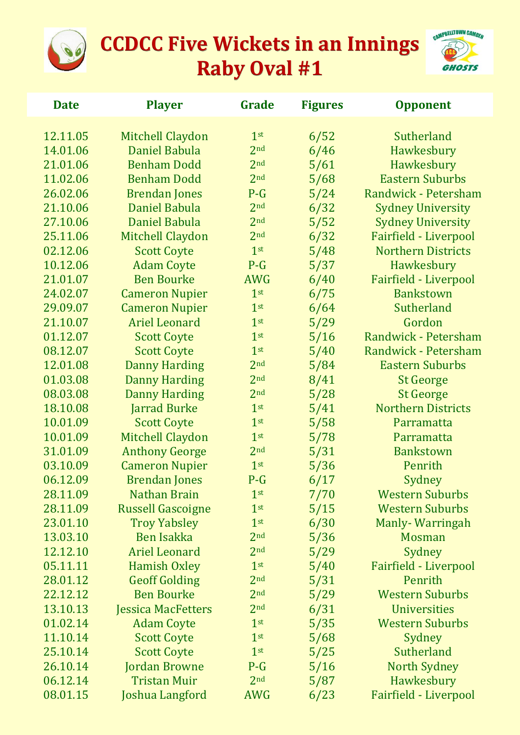# CCDCC Five Wickets in an Innings
## Raby Oval #1

| Date | Player | Grade | Figures | Opponent |
|---|---|---|---|---|
| 12.11.05 | Mitchell Claydon | 1st | 6/52 | Sutherland |
| 14.01.06 | Daniel Babula | 2nd | 6/46 | Hawkesbury |
| 21.01.06 | Benham Dodd | 2nd | 5/61 | Hawkesbury |
| 11.02.06 | Benham Dodd | 2nd | 5/68 | Eastern Suburbs |
| 26.02.06 | Brendan Jones | P-G | 5/24 | Randwick - Petersham |
| 21.10.06 | Daniel Babula | 2nd | 6/32 | Sydney University |
| 27.10.06 | Daniel Babula | 2nd | 5/52 | Sydney University |
| 25.11.06 | Mitchell Claydon | 2nd | 6/32 | Fairfield - Liverpool |
| 02.12.06 | Scott Coyte | 1st | 5/48 | Northern Districts |
| 10.12.06 | Adam Coyte | P-G | 5/37 | Hawkesbury |
| 21.01.07 | Ben Bourke | AWG | 6/40 | Fairfield - Liverpool |
| 24.02.07 | Cameron Nupier | 1st | 6/75 | Bankstown |
| 29.09.07 | Cameron Nupier | 1st | 6/64 | Sutherland |
| 21.10.07 | Ariel Leonard | 1st | 5/29 | Gordon |
| 01.12.07 | Scott Coyte | 1st | 5/16 | Randwick - Petersham |
| 08.12.07 | Scott Coyte | 1st | 5/40 | Randwick - Petersham |
| 12.01.08 | Danny Harding | 2nd | 5/84 | Eastern Suburbs |
| 01.03.08 | Danny Harding | 2nd | 8/41 | St George |
| 08.03.08 | Danny Harding | 2nd | 5/28 | St George |
| 18.10.08 | Jarrad Burke | 1st | 5/41 | Northern Districts |
| 10.01.09 | Scott Coyte | 1st | 5/58 | Parramatta |
| 10.01.09 | Mitchell Claydon | 1st | 5/78 | Parramatta |
| 31.01.09 | Anthony George | 2nd | 5/31 | Bankstown |
| 03.10.09 | Cameron Nupier | 1st | 5/36 | Penrith |
| 06.12.09 | Brendan Jones | P-G | 6/17 | Sydney |
| 28.11.09 | Nathan Brain | 1st | 7/70 | Western Suburbs |
| 28.11.09 | Russell Gascoigne | 1st | 5/15 | Western Suburbs |
| 23.01.10 | Troy Yabsley | 1st | 6/30 | Manly- Warringah |
| 13.03.10 | Ben Isakka | 2nd | 5/36 | Mosman |
| 12.12.10 | Ariel Leonard | 2nd | 5/29 | Sydney |
| 05.11.11 | Hamish Oxley | 1st | 5/40 | Fairfield - Liverpool |
| 28.01.12 | Geoff Golding | 2nd | 5/31 | Penrith |
| 22.12.12 | Ben Bourke | 2nd | 5/29 | Western Suburbs |
| 13.10.13 | Jessica MacFetters | 2nd | 6/31 | Universities |
| 01.02.14 | Adam Coyte | 1st | 5/35 | Western Suburbs |
| 11.10.14 | Scott Coyte | 1st | 5/68 | Sydney |
| 25.10.14 | Scott Coyte | 1st | 5/25 | Sutherland |
| 26.10.14 | Jordan Browne | P-G | 5/16 | North Sydney |
| 06.12.14 | Tristan Muir | 2nd | 5/87 | Hawkesbury |
| 08.01.15 | Joshua Langford | AWG | 6/23 | Fairfield - Liverpool |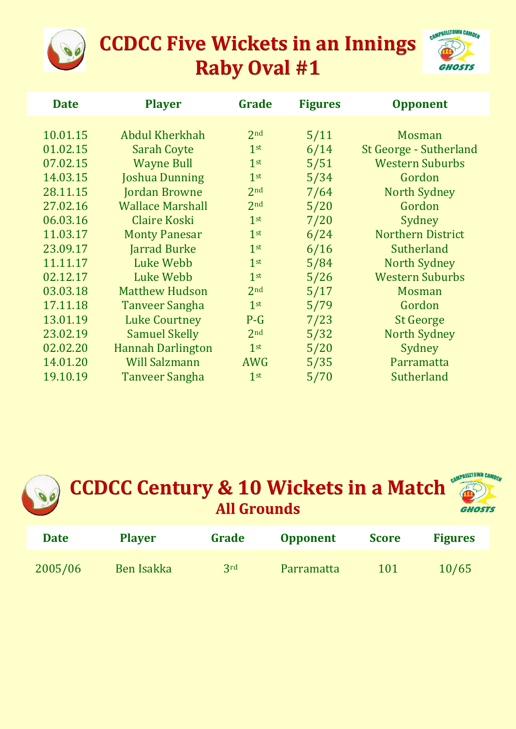# CCDCC Five Wickets in an Innings
## Raby Oval #1

| Date | Player | Grade | Figures | Opponent |
|---|---|---|---|---|
| 10.01.15 | Abdul Kherkhah | 2nd | 5/11 | Mosman |
| 01.02.15 | Sarah Coyte | 1st | 6/14 | St George - Sutherland |
| 07.02.15 | Wayne Bull | 1st | 5/51 | Western Suburbs |
| 14.03.15 | Joshua Dunning | 1st | 5/34 | Gordon |
| 28.11.15 | Jordan Browne | 2nd | 7/64 | North Sydney |
| 27.02.16 | Wallace Marshall | 2nd | 5/20 | Gordon |
| 06.03.16 | Claire Koski | 1st | 7/20 | Sydney |
| 11.03.17 | Monty Panesar | 1st | 6/24 | Northern District |
| 23.09.17 | Jarrad Burke | 1st | 6/16 | Sutherland |
| 11.11.17 | Luke Webb | 1st | 5/84 | North Sydney |
| 02.12.17 | Luke Webb | 1st | 5/26 | Western Suburbs |
| 03.03.18 | Matthew Hudson | 2nd | 5/17 | Mosman |
| 17.11.18 | Tanveer Sangha | 1st | 5/79 | Gordon |
| 13.01.19 | Luke Courtney | P-G | 7/23 | St George |
| 23.02.19 | Samuel Skelly | 2nd | 5/32 | North Sydney |
| 02.02.20 | Hannah Darlington | 1st | 5/20 | Sydney |
| 14.01.20 | Will Salzmann | AWG | 5/35 | Parramatta |
| 19.10.19 | Tanveer Sangha | 1st | 5/70 | Sutherland |

# CCDCC Century & 10 Wickets in a Match
## All Grounds

| Date | Player | Grade | Opponent | Score | Figures |
|---|---|---|---|---|---|
| 2005/06 | Ben Isakka | 3rd | Parramatta | 101 | 10/65 |